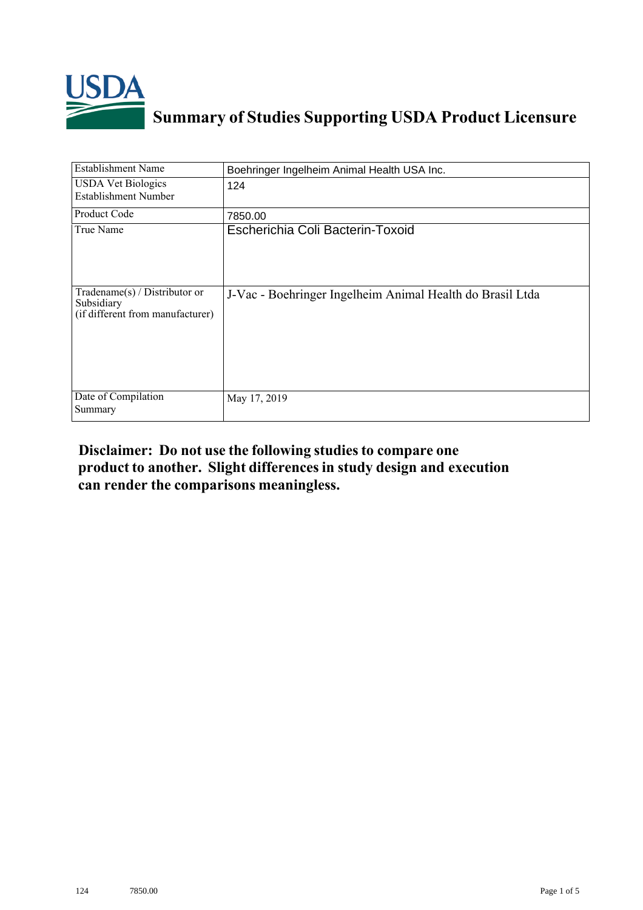# Summary of Studies Supporting USDA Product Licensure

| Establishment Name | Boehringer Ingelheim Animal Health USA Inc. |
|---|---|
| USDA Vet Biologics Establishment Number | 124 |
| Product Code | 7850.00 |
| True Name | Escherichia Coli Bacterin-Toxoid |
| Tradename(s) / Distributor or Subsidiary (if different from manufacturer) | J-Vac - Boehringer Ingelheim Animal Health do Brasil Ltda |
| Date of Compilation Summary | May 17, 2019 |

**Disclaimer: Do not use the following studies to compare one product to another. Slight differences in study design and execution can render the comparisons meaningless.**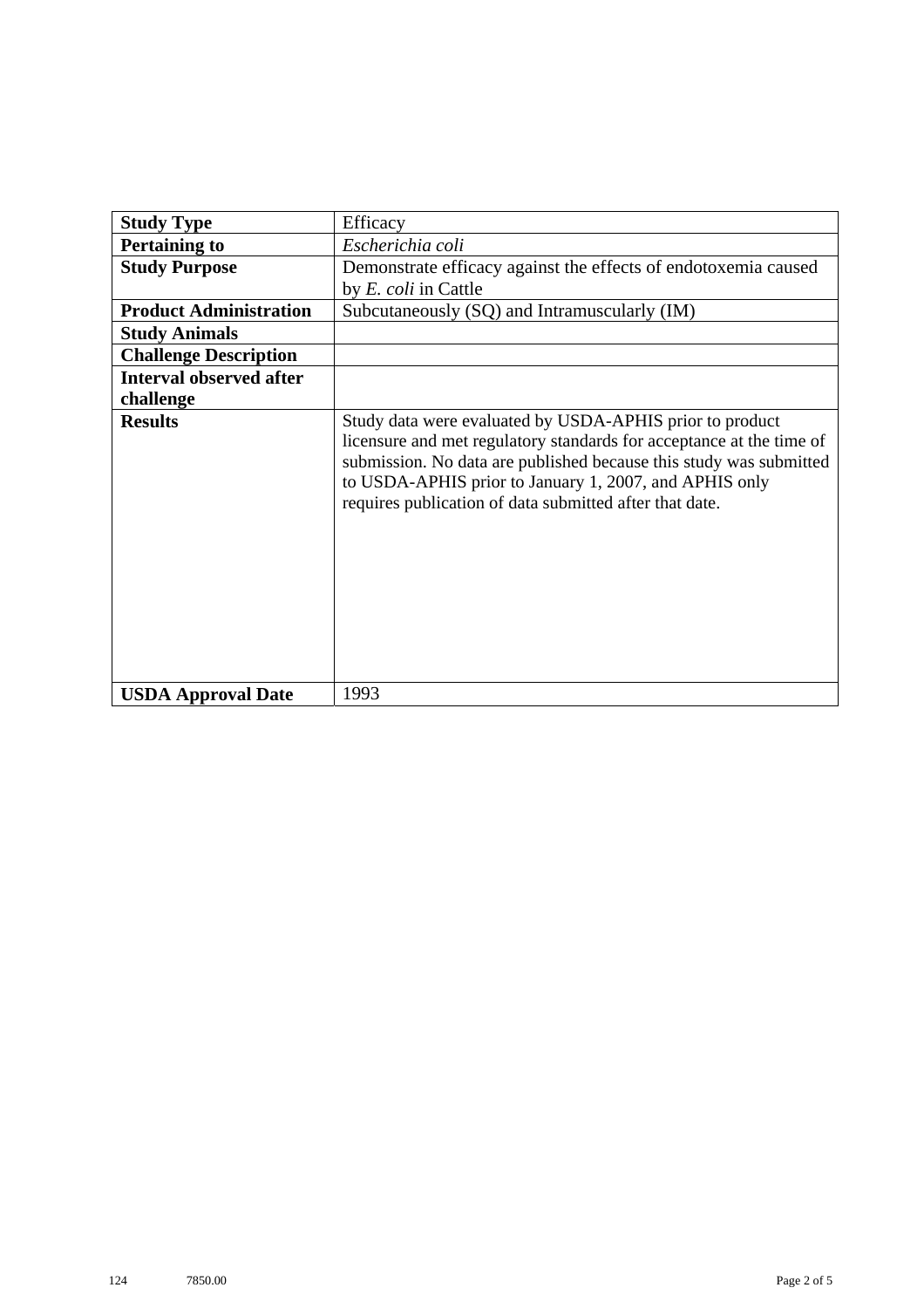| Study Type | Efficacy |
| --- | --- |
| **Pertaining to** | *Escherichia coli* |
| **Study Purpose** | Demonstrate efficacy against the effects of endotoxemia caused by *E. coli* in Cattle |
| **Product Administration** | Subcutaneously (SQ) and Intramuscularly (IM) |
| **Study Animals** | |
| **Challenge Description** | |
| **Interval observed after challenge** | |
| **Results** | Study data were evaluated by USDA-APHIS prior to product licensure and met regulatory standards for acceptance at the time of submission. No data are published because this study was submitted to USDA-APHIS prior to January 1, 2007, and APHIS only requires publication of data submitted after that date. |
| **USDA Approval Date** | 1993 |

124 7850.00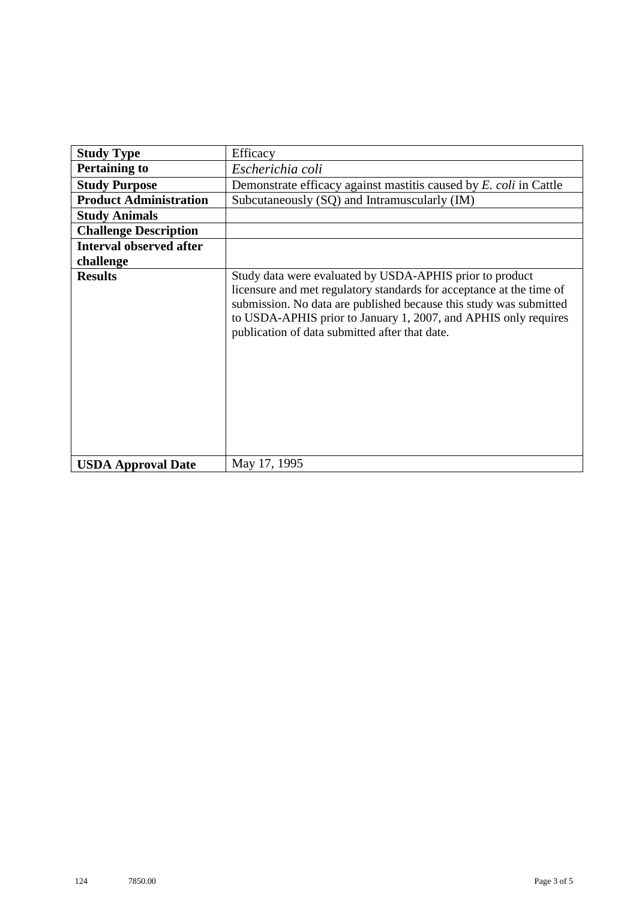| **Study Type** | Efficacy |
|---|---|
| **Pertaining to** | *Escherichia coli* |
| **Study Purpose** | Demonstrate efficacy against mastitis caused by *E. coli* in Cattle |
| **Product Administration** | Subcutaneously (SQ) and Intramuscularly (IM) |
| **Study Animals** | |
| **Challenge Description** | |
| **Interval observed after challenge** | |
| **Results** | Study data were evaluated by USDA-APHIS prior to product licensure and met regulatory standards for acceptance at the time of submission. No data are published because this study was submitted to USDA-APHIS prior to January 1, 2007, and APHIS only requires publication of data submitted after that date. |
| **USDA Approval Date** | May 17, 1995 |

124 7850.00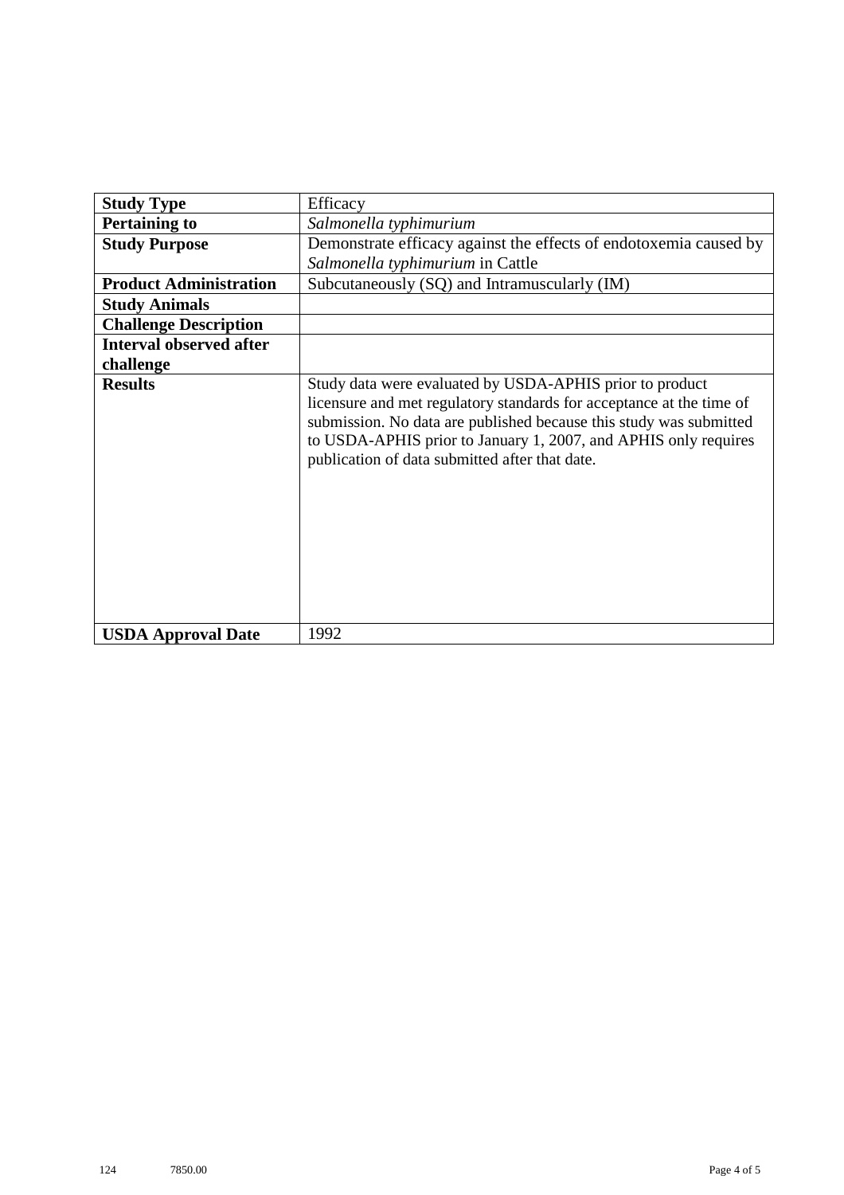| **Study Type** | Efficacy |
|---|---|
| **Pertaining to** | *Salmonella typhimurium* |
| **Study Purpose** | Demonstrate efficacy against the effects of endotoxemia caused by *Salmonella typhimurium* in Cattle |
| **Product Administration** | Subcutaneously (SQ) and Intramuscularly (IM) |
| **Study Animals** | |
| **Challenge Description** | |
| **Interval observed after challenge** | |
| **Results** | Study data were evaluated by USDA-APHIS prior to product licensure and met regulatory standards for acceptance at the time of submission. No data are published because this study was submitted to USDA-APHIS prior to January 1, 2007, and APHIS only requires publication of data submitted after that date. |
| **USDA Approval Date** | 1992 |

124 7850.00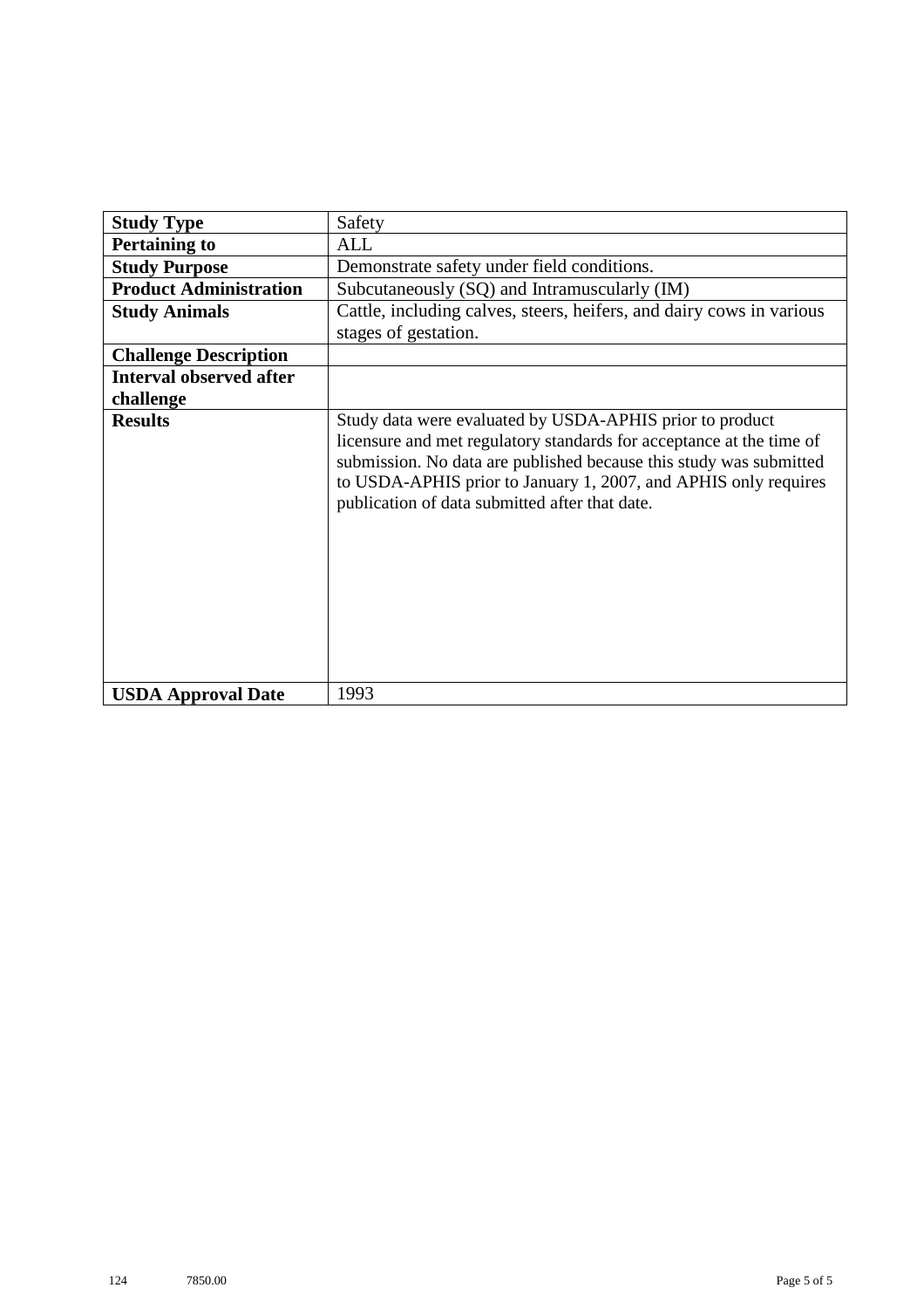| | |
|---|---|
| **Study Type** | Safety |
| **Pertaining to** | ALL |
| **Study Purpose** | Demonstrate safety under field conditions. |
| **Product Administration** | Subcutaneously (SQ) and Intramuscularly (IM) |
| **Study Animals** | Cattle, including calves, steers, heifers, and dairy cows in various stages of gestation. |
| **Challenge Description** | |
| **Interval observed after challenge** | |
| **Results** | Study data were evaluated by USDA-APHIS prior to product licensure and met regulatory standards for acceptance at the time of submission. No data are published because this study was submitted to USDA-APHIS prior to January 1, 2007, and APHIS only requires publication of data submitted after that date. |
| **USDA Approval Date** | 1993 |